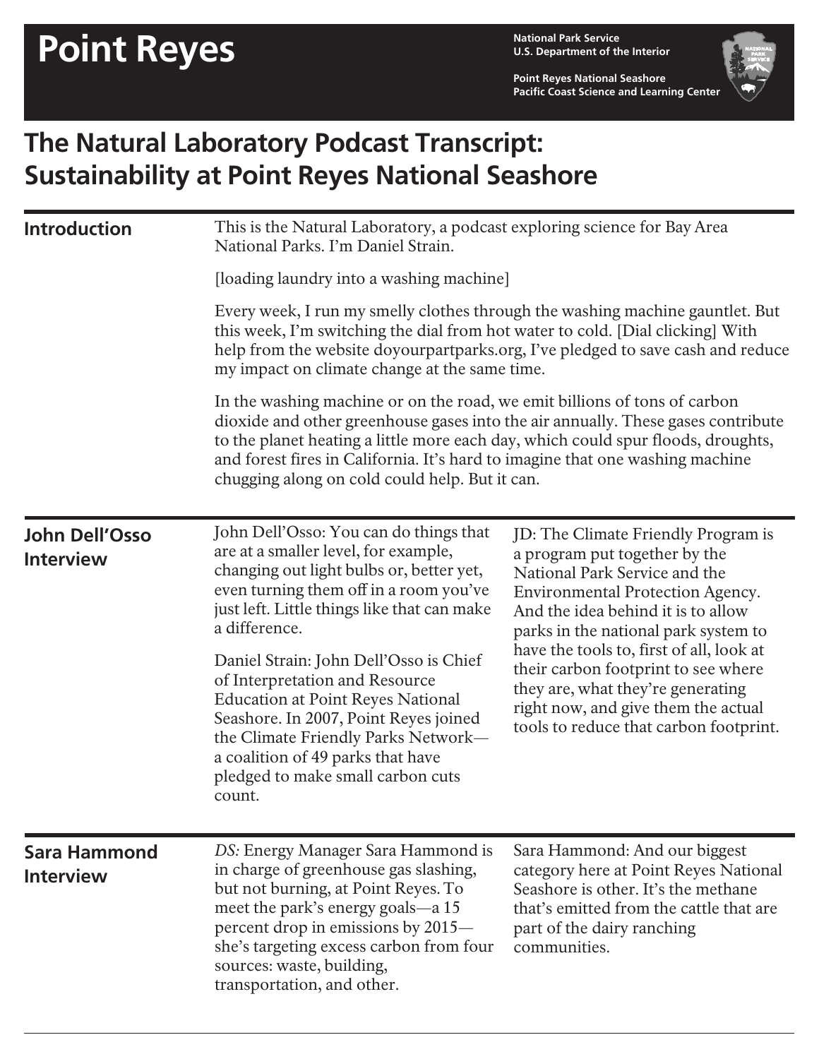# Point Reyes

National Park Service
U.S. Department of the Interior

Point Reyes National Seashore
Pacific Coast Science and Learning Center

## The Natural Laboratory Podcast Transcript: Sustainability at Point Reyes National Seashore

### Introduction

This is the Natural Laboratory, a podcast exploring science for Bay Area National Parks. I'm Daniel Strain.

[loading laundry into a washing machine]

Every week, I run my smelly clothes through the washing machine gauntlet. But this week, I'm switching the dial from hot water to cold. [Dial clicking] With help from the website doyourpartparks.org, I've pledged to save cash and reduce my impact on climate change at the same time.

In the washing machine or on the road, we emit billions of tons of carbon dioxide and other greenhouse gases into the air annually. These gases contribute to the planet heating a little more each day, which could spur floods, droughts, and forest fires in California. It's hard to imagine that one washing machine chugging along on cold could help. But it can.

### John Dell'Osso Interview

John Dell'Osso: You can do things that are at a smaller level, for example, changing out light bulbs or, better yet, even turning them off in a room you've just left. Little things like that can make a difference.

Daniel Strain: John Dell'Osso is Chief of Interpretation and Resource Education at Point Reyes National Seashore. In 2007, Point Reyes joined the Climate Friendly Parks Network—a coalition of 49 parks that have pledged to make small carbon cuts count.

JD: The Climate Friendly Program is a program put together by the National Park Service and the Environmental Protection Agency. And the idea behind it is to allow parks in the national park system to have the tools to, first of all, look at their carbon footprint to see where they are, what they're generating right now, and give them the actual tools to reduce that carbon footprint.

### Sara Hammond Interview

*DS:* Energy Manager Sara Hammond is in charge of greenhouse gas slashing, but not burning, at Point Reyes. To meet the park's energy goals—a 15 percent drop in emissions by 2015—she's targeting excess carbon from four sources: waste, building, transportation, and other.

Sara Hammond: And our biggest category here at Point Reyes National Seashore is other. It's the methane that's emitted from the cattle that are part of the dairy ranching communities.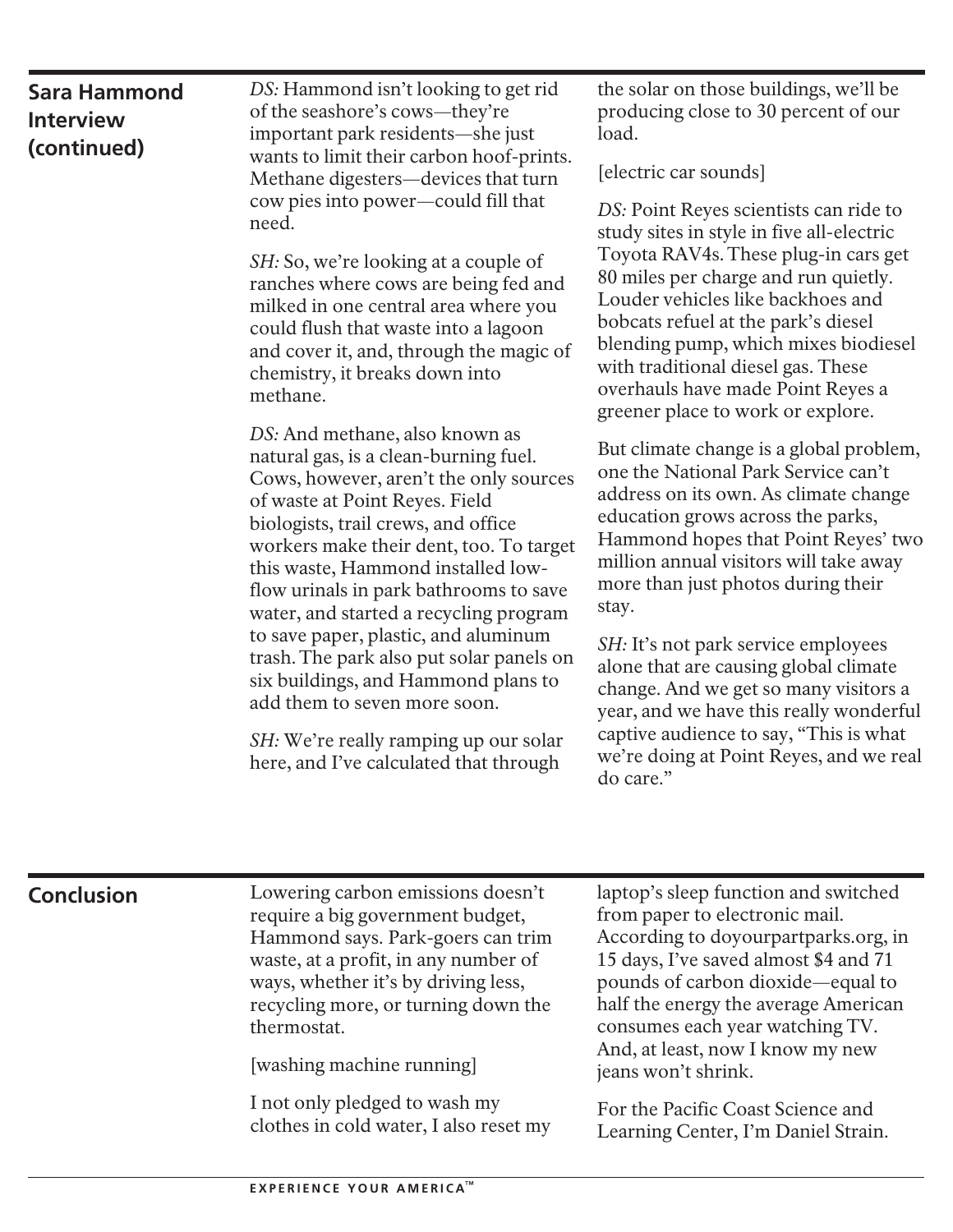## Sara Hammond Interview (continued)

*DS:* Hammond isn't looking to get rid of the seashore's cows—they're important park residents—she just wants to limit their carbon hoof-prints. Methane digesters—devices that turn cow pies into power—could fill that need.

*SH:* So, we're looking at a couple of ranches where cows are being fed and milked in one central area where you could flush that waste into a lagoon and cover it, and, through the magic of chemistry, it breaks down into methane.

*DS:* And methane, also known as natural gas, is a clean-burning fuel. Cows, however, aren't the only sources of waste at Point Reyes. Field biologists, trail crews, and office workers make their dent, too. To target this waste, Hammond installed low-flow urinals in park bathrooms to save water, and started a recycling program to save paper, plastic, and aluminum trash. The park also put solar panels on six buildings, and Hammond plans to add them to seven more soon.

*SH:* We're really ramping up our solar here, and I've calculated that through the solar on those buildings, we'll be producing close to 30 percent of our load.

[electric car sounds]

*DS:* Point Reyes scientists can ride to study sites in style in five all-electric Toyota RAV4s. These plug-in cars get 80 miles per charge and run quietly. Louder vehicles like backhoes and bobcats refuel at the park's diesel blending pump, which mixes biodiesel with traditional diesel gas. These overhauls have made Point Reyes a greener place to work or explore.

But climate change is a global problem, one the National Park Service can't address on its own. As climate change education grows across the parks, Hammond hopes that Point Reyes' two million annual visitors will take away more than just photos during their stay.

*SH:* It's not park service employees alone that are causing global climate change. And we get so many visitors a year, and we have this really wonderful captive audience to say, "This is what we're doing at Point Reyes, and we real do care."

## Conclusion

Lowering carbon emissions doesn't require a big government budget, Hammond says. Park-goers can trim waste, at a profit, in any number of ways, whether it's by driving less, recycling more, or turning down the thermostat.

[washing machine running]

I not only pledged to wash my clothes in cold water, I also reset my laptop's sleep function and switched from paper to electronic mail. According to doyourpartparks.org, in 15 days, I've saved almost $4 and 71 pounds of carbon dioxide—equal to half the energy the average American consumes each year watching TV. And, at least, now I know my new jeans won't shrink.

For the Pacific Coast Science and Learning Center, I'm Daniel Strain.